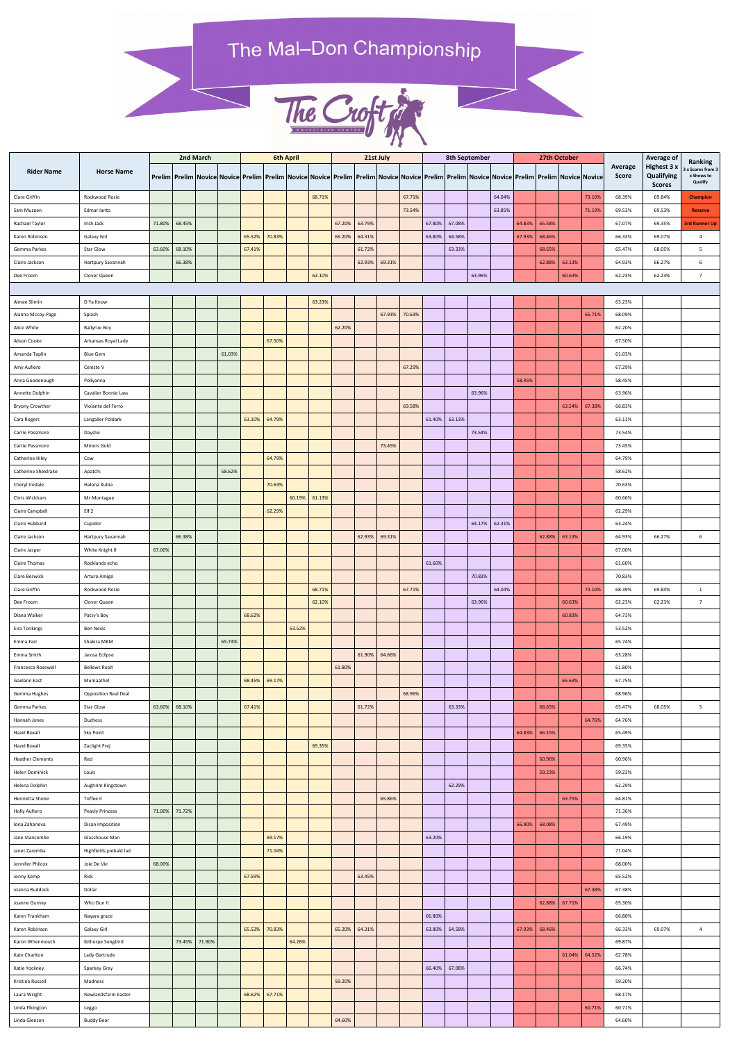# The Mal–Don Championship

| Rider Name | Horse Name | 2nd March | | | | 6th April | | | | 21st July | | | | 8th September | | | | 27th October | | | | Average Score | Average of Highest 3 x Qualifying Scores | Ranking 3 x Scores from 3 x Shows to Qualify |
|---|---|---|---|---|---|---|---|---|---|---|---|---|---|---|---|---|---|---|---|---|---|---|---|---|
| | | Prelim | Prelim | Novice | Novice | Prelim | Prelim | Novice | Novice | Prelim | Prelim | Novice | Novice | Prelim | Prelim | Novice | Novice | Prelim | Prelim | Novice | Novice | | | |
| Clare Griffin | Rockwood Rosie | | | | | | | | 68.71% | | | | 67.71% | | | | 64.04% | | | | 73.10% | 68.39% | 69.84% | Champion |
| Sam Muzeen | Edmar Ianto | | | | | | | | | | | | 73.54% | | | | 63.85% | | | | 71.19% | 69.53% | 69.53% | Reserve |
| Rachael Taylor | Irish Jack | 71.80% | 68.45% | | | | | | | 67.20% | 63.79% | | | 67.80% | 67.08% | | | 64.83% | 65.58% | | | 67.07% | 69.35% | 3rd Runner Up |
| Karen Robinson | Galaxy Girl | | | | | 65.52% | 70.83% | | | 65.20% | 64.31% | | | 63.80% | 64.58% | | | 67.93% | 68.46% | | | 66.33% | 69.07% | 4 |
| Gemma Parkes | Star Glow | 63.60% | 68.10% | | | 67.41% | | | | | 61.72% | | | | 63.33% | | | | 68.65% | | | 65.47% | 68.05% | 5 |
| Claire Jackson | Hartpury Savannah | | 66.38% | | | | | | | | 62.93% | 69.31% | | | | | | | 62.88% | 63.13% | | 64.93% | 66.27% | 6 |
| Dee Froom | Clover Queen | | | | | | | | 62.10% | | | | | | | 63.96% | | | | 60.63% | | 62.23% | 62.23% | 7 |
| | | | | | | | | | | | | | | | | | | | | | | | | |
| Aimee Slimin | D Ya Know | | | | | | | | 63.23% | | | | | | | | | | | | | 63.23% | | |
| Alanna Mccoy-Page | Splash | | | | | | | | | | | 67.93% | 70.63% | | | | | | | | 65.71% | 68.09% | | |
| Alice White | Ballyroe Boy | | | | | | | | | 62.20% | | | | | | | | | | | | 62.20% | | |
| Alison Cooke | Arkansas Royal Lady | | | | | | 67.50% | | | | | | | | | | | | | | | 67.50% | | |
| Amanda Taplin | Blue Gem | | | | 61.03% | | | | | | | | | | | | | | | | | 61.03% | | |
| Amy Aufiero | Celeste V | | | | | | | | | | | | 67.29% | | | | | | | | | 67.29% | | |
| Anna Goodenough | Pollyanna | | | | | | | | | | | | | | | | | 58.45% | | | | 58.45% | | |
| Annette Dolphin | Cavalier Bonnie Lass | | | | | | | | | | | | | | | 63.96% | | | | | | 63.96% | | |
| Bryony Crowther | Violante del Ferro | | | | | | | | | | | | 69.58% | | | | | | | 63.54% | 67.38% | 66.83% | | |
| Cara Rogers | Langaller Poldark | | | | | 63.10% | 64.79% | | | | | | | 61.40% | 63.13% | | | | | | | 63.11% | | |
| Carrie Passmore | Dayshe | | | | | | | | | | | | | | | 73.54% | | | | | | 73.54% | | |
| Carrie Passmore | Miners Gold | | | | | | | | | | | 73.45% | | | | | | | | | | 73.45% | | |
| Catherine Hiley | Cow | | | | | | 64.79% | | | | | | | | | | | | | | | 64.79% | | |
| Catherine Sheldrake | Apatchi | | | | 58.62% | | | | | | | | | | | | | | | | | 58.62% | | |
| Cheryl Iredale | Halona Xubia | | | | | | 70.63% | | | | | | | | | | | | | | | 70.63% | | |
| Chris Wickham | Mr Montague | | | | | | | 60.19% | 61.13% | | | | | | | | | | | | | 60.66% | | |
| Claire Campbell | Elf 2 | | | | | | 62.29% | | | | | | | | | | | | | | | 62.29% | | |
| Claire Hubbard | Cupidor | | | | | | | | | | | | | | | 64.17% | 62.31% | | | | | 63.24% | | |
| Claire Jackson | Hartpury Savannah | | 66.38% | | | | | | | | 62.93% | 69.31% | | | | | | | 62.88% | 63.13% | | 64.93% | 66.27% | 6 |
| Claire Jasper | White Knight II | 67.00% | | | | | | | | | | | | | | | | | | | | 67.00% | | |
| Claire Thomas | Rocklands echo | | | | | | | | | | | | | 61.60% | | | | | | | | 61.60% | | |
| Clare Beswick | Arturo Amigo | | | | | | | | | | | | | | | 70.83% | | | | | | 70.83% | | |
| Clare Griffin | Rockwood Rosie | | | | | | | | 68.71% | | | | 67.71% | | | | 64.04% | | | | 73.10% | 68.39% | 69.84% | 1 |
| Dee Froom | Clover Queen | | | | | | | | 62.10% | | | | | | | 63.96% | | | | 60.63% | | 62.23% | 62.23% | 7 |
| Diana Walker | Patsy's Boy | | | | | 68.62% | | | | | | | | | | | | | | 60.83% | | 64.73% | | |
| Eira Tonkings | Ben Nevis | | | | | | | 53.52% | | | | | | | | | | | | | | 53.52% | | |
| Emma Farr | Shakira MKM | | | | 65.74% | | | | | | | | | | | | | | | | | 65.74% | | |
| Emma Smith | Jarosa Eclipse | | | | | | | | | | 61.90% | 64.66% | | | | | | | | | | 63.28% | | |
| Francesca Rosewell | Bellews Realt | | | | | | | | | 61.80% | | | | | | | | | | | | 61.80% | | |
| Gaelann East | Mumaathel | | | | | 68.45% | 69.17% | | | | | | | | | | | | | 65.63% | | 67.75% | | |
| Gemma Hughes | Opposition Real Deal | | | | | | | | | | | | 68.96% | | | | | | | | | 68.96% | | |
| Gemma Parkes | Star Glow | 63.60% | 68.10% | | | 67.41% | | | | | 61.72% | | | | 63.33% | | | | 68.65% | | | 65.47% | 68.05% | 5 |
| Hannah Jones | Duchess | | | | | | | | | | | | | | | | | | | | 64.76% | 64.76% | | |
| Hazel Boxall | Sky Point | | | | | | | | | | | | | | | | | 64.83% | 66.15% | | | 65.49% | | |
| Hazel Boxall | Zaclight Frej | | | | | | | | 69.35% | | | | | | | | | | | | | 69.35% | | |
| Heather Clements | Red | | | | | | | | | | | | | | | | | | 60.96% | | | 60.96% | | |
| Helen Dominick | Louis | | | | | | | | | | | | | | | | | | 59.23% | | | 59.23% | | |
| Helena Dolphin | Aughrim Kingstown | | | | | | | | | | | | | | 62.29% | | | | | | | 62.29% | | |
| Henrietta Shone | Toffee II | | | | | | | | | | | 65.86% | | | | | | | | 63.75% | | 64.81% | | |
| Holly Aufiero | Peavly Princess | 71.00% | 71.72% | | | | | | | | | | | | | | | | | | | 71.36% | | |
| Iona Zaharieva | Disan Imposition | | | | | | | | | | | | | | | | | 66.90% | 68.08% | | | 67.49% | | |
| Jane Stancombe | Glasshouse Man | | | | | | 69.17% | | | | | | | 63.20% | | | | | | | | 66.19% | | |
| Janet Zaremba | Highfields piebald lad | | | | | | 71.04% | | | | | | | | | | | | | | | 71.04% | | |
| Jennifer Philcox | Joie De Vie | 68.00% | | | | | | | | | | | | | | | | | | | | 68.00% | | |
| Jenny Kemp | Risk | | | | | 67.59% | | | | | 63.45% | | | | | | | | | | | 65.52% | | |
| Joanna Ruddock | Dollar | | | | | | | | | | | | | | | | | | | | 67.38% | 67.38% | | |
| Joanne Gurney | Who Dun It | | | | | | | | | | | | | | | | | | 62.88% | 67.71% | | 65.30% | | |
| Karen Frankham | Nayara grace | | | | | | | | | | | | | 66.80% | | | | | | | | 66.80% | | |
| Karen Robinson | Galaxy Girl | | | | | 65.52% | 70.83% | | | 65.20% | 64.31% | | | 63.80% | 64.58% | | | 67.93% | 68.46% | | | 66.33% | 69.07% | 4 |
| Karon Whenmouth | Ibthorpe Songbird | | 73.45% | 71.90% | | | | 64.26% | | | | | | | | | | | | | | 69.87% | | |
| Kate Charlton | Lady Gertrude | | | | | | | | | | | | | | | | | | | 61.04% | 64.52% | 62.78% | | |
| Katie Yockney | Sparkey Grey | | | | | | | | | | | | | 66.40% | 67.08% | | | | | | | 66.74% | | |
| Kristina Russell | Madness | | | | | | | | | 59.20% | | | | | | | | | | | | 59.20% | | |
| Laura Wright | Newlandsfarm Easter | | | | | 68.62% | 67.71% | | | | | | | | | | | | | | | 68.17% | | |
| Linda Elkington | Leggo | | | | | | | | | | | | | | | | | | | | 60.71% | 60.71% | | |
| Linda Gleeson | Buddy Bear | | | | | | | | | 64.60% | | | | | | | | | | | | 64.60% | | |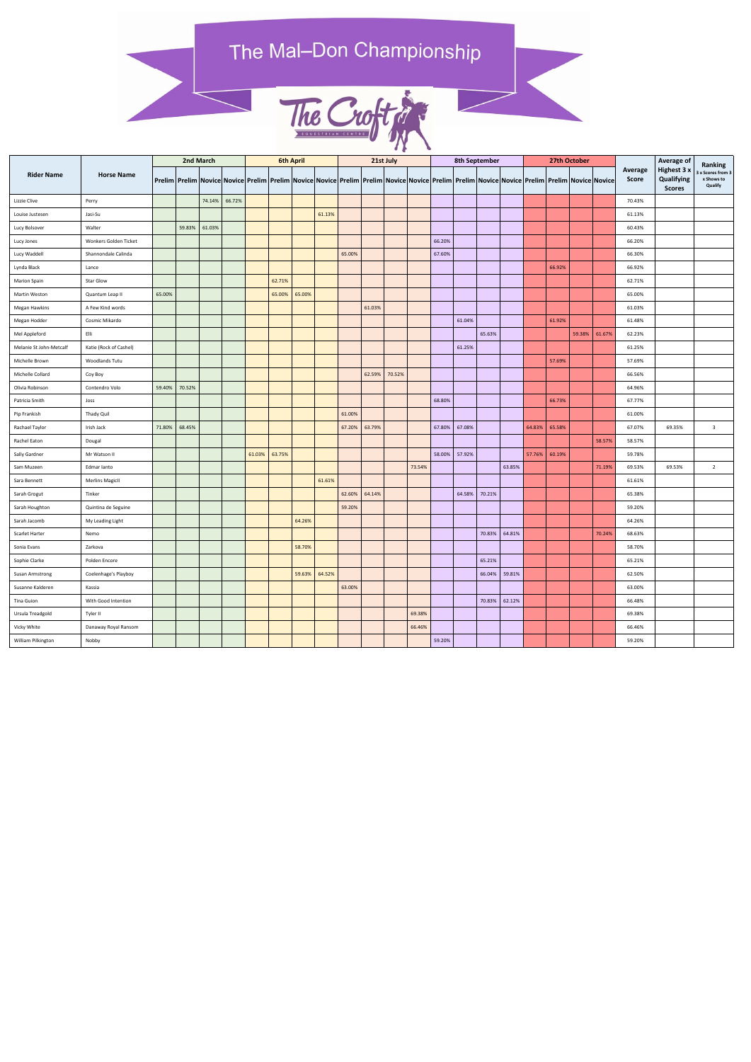# The Mal–Don Championship

| Rider Name | Horse Name | 2nd March | | | | 6th April | | | | 21st July | | | | 8th September | | | | 27th October | | | | Average Score | Average of Highest 3 x Qualifying Scores | Ranking 3 x Scores from 3 x Shows to Qualify |
|---|---|---|---|---|---|---|---|---|---|---|---|---|---|---|---|---|---|---|---|---|---|---|---|---|
| | | Prelim | Prelim | Novice | Novice | Prelim | Prelim | Novice | Novice | Prelim | Prelim | Novice | Novice | Prelim | Prelim | Novice | Novice | Prelim | Prelim | Novice | Novice | | | |
| Lizzie Clive | Perry | | | 74.14% | 66.72% | | | | | | | | | | | | | | | | | 70.43% | | |
| Louise Justesen | Jasi-Su | | | | | | | | 61.13% | | | | | | | | | | | | | 61.13% | | |
| Lucy Bolsover | Walter | | 59.83% | 61.03% | | | | | | | | | | | | | | | | | | 60.43% | | |
| Lucy Jones | Wonkers Golden Ticket | | | | | | | | | | | | | 66.20% | | | | | | | | 66.20% | | |
| Lucy Waddell | Shannondale Calinda | | | | | | | | | 65.00% | | | | 67.60% | | | | | | | | 66.30% | | |
| Lynda Black | Lance | | | | | | | | | | | | | | | | | | 66.92% | | | 66.92% | | |
| Marion Spain | Star Glow | | | | | | 62.71% | | | | | | | | | | | | | | | 62.71% | | |
| Martin Weston | Quantum Leap II | 65.00% | | | | | 65.00% | 65.00% | | | | | | | | | | | | | | 65.00% | | |
| Megan Hawkins | A Few Kind words | | | | | | | | | | 61.03% | | | | | | | | | | | 61.03% | | |
| Megan Hodder | Cosmic Mikardo | | | | | | | | | | | | | | 61.04% | | | | 61.92% | | | 61.48% | | |
| Mel Appleford | Elli | | | | | | | | | | | | | | | 65.63% | | | | 59.38% | 61.67% | 62.23% | | |
| Melanie St John-Metcalf | Katie (Rock of Cashel) | | | | | | | | | | | | | | 61.25% | | | | | | | 61.25% | | |
| Michelle Brown | Woodlands Tutu | | | | | | | | | | | | | | | | | | 57.69% | | | 57.69% | | |
| Michelle Collard | Coy Boy | | | | | | | | | | 62.59% | 70.52% | | | | | | | | | | 66.56% | | |
| Olivia Robinson | Contendro Volo | 59.40% | 70.52% | | | | | | | | | | | | | | | | | | | 64.96% | | |
| Patricia Smith | Joss | | | | | | | | | | | | | 68.80% | | | | | 66.73% | | | 67.77% | | |
| Pip Frankish | Thady Quil | | | | | | | | | 61.00% | | | | | | | | | | | | 61.00% | | |
| Rachael Taylor | Irish Jack | 71.80% | 68.45% | | | | | | | 67.20% | 63.79% | | | 67.80% | 67.08% | | | 64.83% | 65.58% | | | 67.07% | 69.35% | 3 |
| Rachel Eaton | Dougal | | | | | | | | | | | | | | | | | | | | 58.57% | 58.57% | | |
| Sally Gardner | Mr Watson II | | | | | 61.03% | 63.75% | | | | | | | 58.00% | 57.92% | | | 57.76% | 60.19% | | | 59.78% | | |
| Sam Muzeen | Edmar Ianto | | | | | | | | | | | | 73.54% | | | | 63.85% | | | | 71.19% | 69.53% | 69.53% | 2 |
| Sara Bennett | Merlins Magicll | | | | | | | | 61.61% | | | | | | | | | | | | | 61.61% | | |
| Sarah Grogut | Tinker | | | | | | | | | 62.60% | 64.14% | | | | 64.58% | 70.21% | | | | | | 65.38% | | |
| Sarah Houghton | Quintina de Seguine | | | | | | | | | 59.20% | | | | | | | | | | | | 59.20% | | |
| Sarah Jacomb | My Leading Light | | | | | | | 64.26% | | | | | | | | | | | | | | 64.26% | | |
| Scarlet Harter | Nemo | | | | | | | | | | | | | | | 70.83% | 64.81% | | | | 70.24% | 68.63% | | |
| Sonia Evans | Zarkova | | | | | | | 58.70% | | | | | | | | | | | | | | 58.70% | | |
| Sophie Clarke | Polden Encore | | | | | | | | | | | | | | | 65.21% | | | | | | 65.21% | | |
| Susan Armstrong | Coelenhage's Playboy | | | | | | | 59.63% | 64.52% | | | | | | | | | | | | | 62.50% | | |
| Susanne Kalderen | Kassia | | | | | | | | | 63.00% | | | | | | | | | | | | 63.00% | | |
| Tina Guion | With Good Intention | | | | | | | | | | | | | | | 70.83% | 62.12% | | | | | 66.48% | | |
| Ursula Treadgold | Tyler II | | | | | | | | | | | | 69.38% | | | | | | | | | 69.38% | | |
| Vicky White | Danaway Royal Ransom | | | | | | | | | | | | 66.46% | | | | | | | | | 66.46% | | |
| William Pilkington | Nobby | | | | | | | | | | | | | 59.20% | | | | | | | | 59.20% | | |